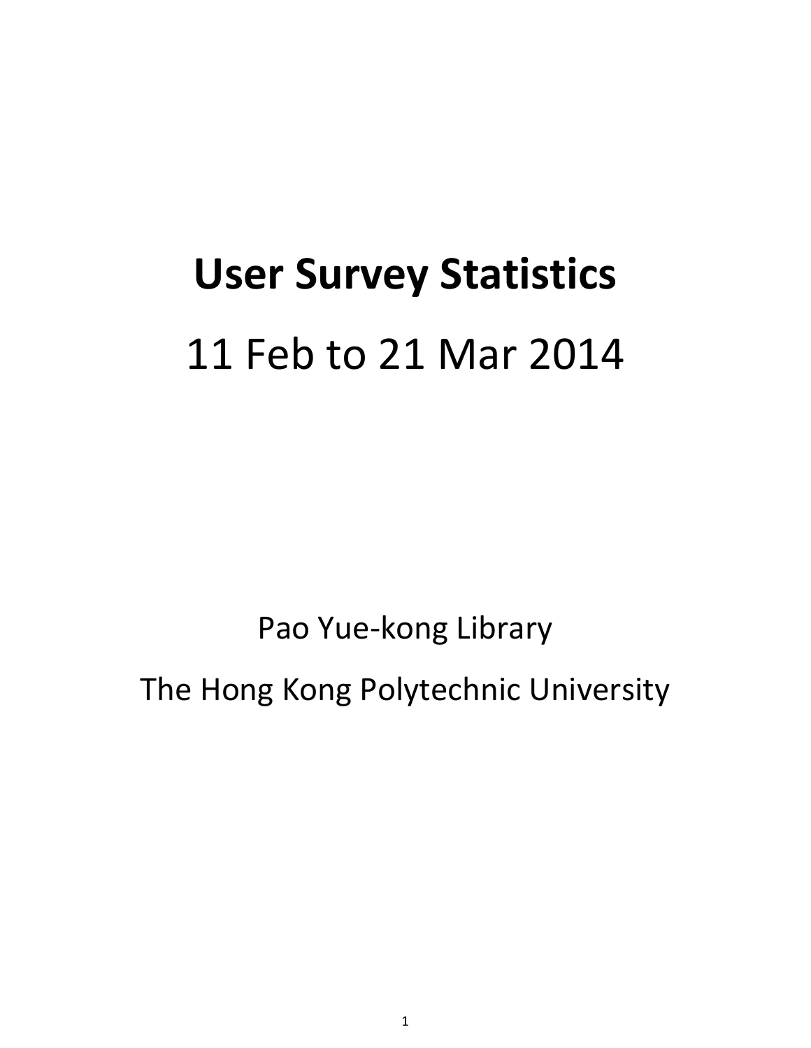# User Survey Statistics

11 Feb to 21 Mar 2014

Pao Yue-kong Library

The Hong Kong Polytechnic University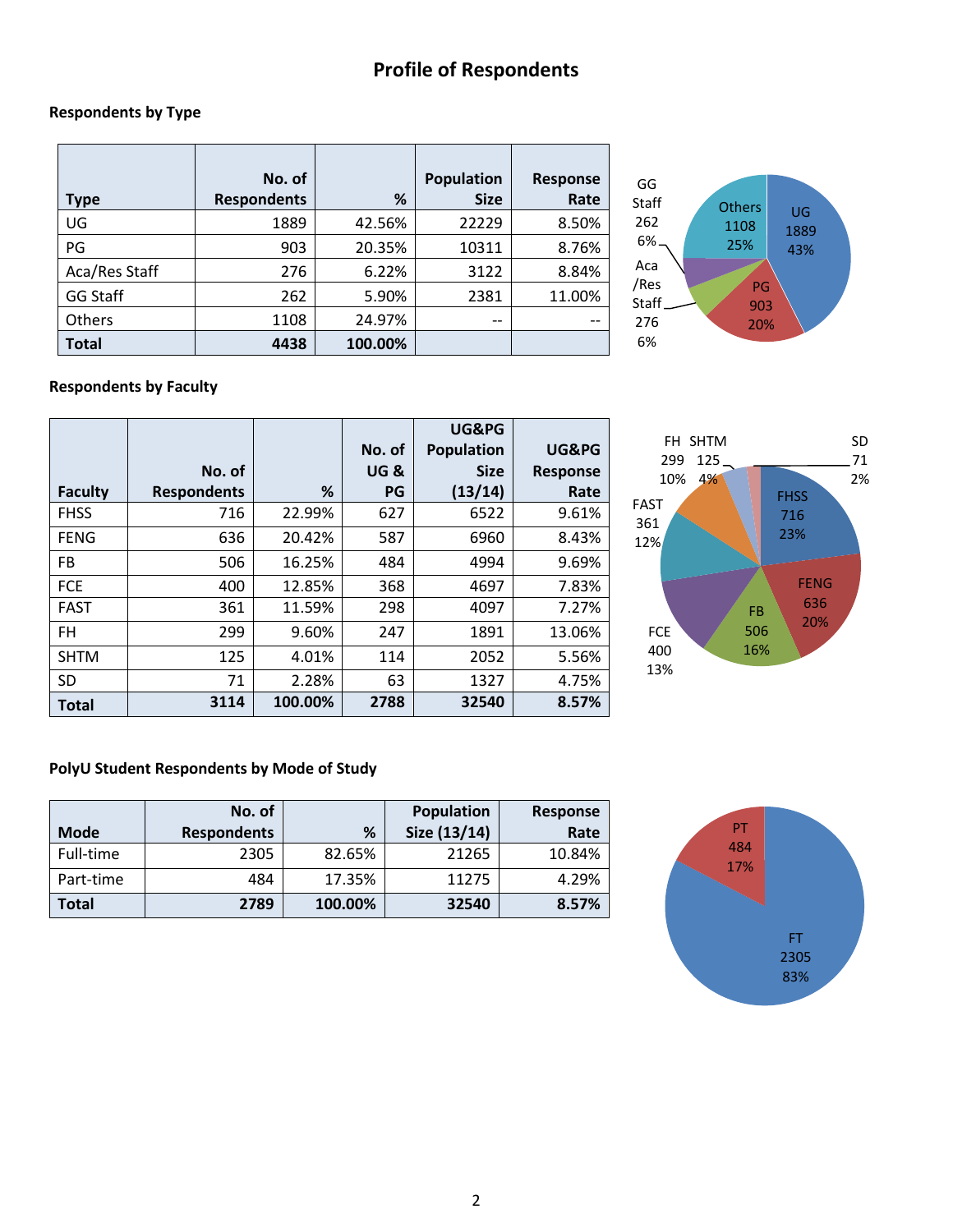# Profile of Respondents

### Respondents by Type

| Type | No. of Respondents | % | Population Size | Response Rate |
|---|---|---|---|---|
| UG | 1889 | 42.56% | 22229 | 8.50% |
| PG | 903 | 20.35% | 10311 | 8.76% |
| Aca/Res Staff | 276 | 6.22% | 3122 | 8.84% |
| GG Staff | 262 | 5.90% | 2381 | 11.00% |
| Others | 1108 | 24.97% | -- | -- |
| **Total** | **4438** | **100.00%** | | |

### Respondents by Faculty

| Faculty | No. of Respondents | % | No. of UG & PG | UG&PG Population Size (13/14) | UG&PG Response Rate |
|---|---|---|---|---|---|
| FHSS | 716 | 22.99% | 627 | 6522 | 9.61% |
| FENG | 636 | 20.42% | 587 | 6960 | 8.43% |
| FB | 506 | 16.25% | 484 | 4994 | 9.69% |
| FCE | 400 | 12.85% | 368 | 4697 | 7.83% |
| FAST | 361 | 11.59% | 298 | 4097 | 7.27% |
| FH | 299 | 9.60% | 247 | 1891 | 13.06% |
| SHTM | 125 | 4.01% | 114 | 2052 | 5.56% |
| SD | 71 | 2.28% | 63 | 1327 | 4.75% |
| **Total** | **3114** | **100.00%** | **2788** | **32540** | **8.57%** |

### PolyU Student Respondents by Mode of Study

| Mode | No. of Respondents | % | Population Size (13/14) | Response Rate |
|---|---|---|---|---|
| Full-time | 2305 | 82.65% | 21265 | 10.84% |
| Part-time | 484 | 17.35% | 11275 | 4.29% |
| **Total** | **2789** | **100.00%** | **32540** | **8.57%** |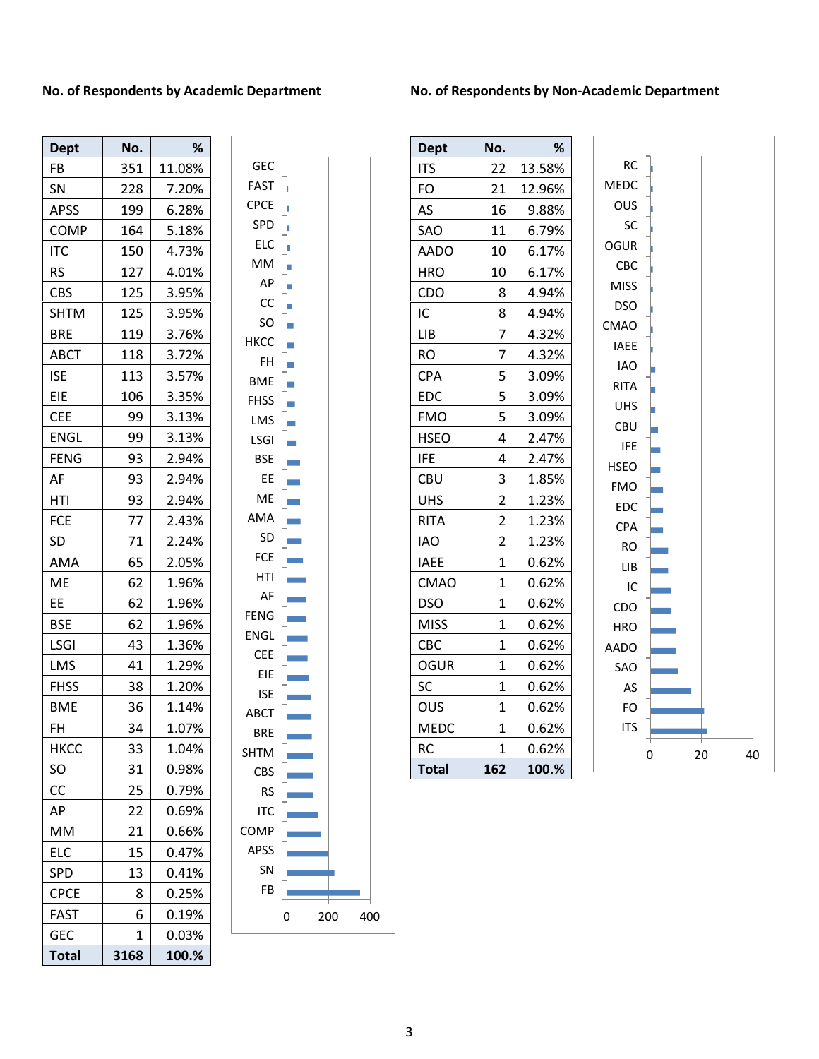**No. of Respondents by Academic Department**

| Dept | No. | % |
|---|---|---|
| FB | 351 | 11.08% |
| SN | 228 | 7.20% |
| APSS | 199 | 6.28% |
| COMP | 164 | 5.18% |
| ITC | 150 | 4.73% |
| RS | 127 | 4.01% |
| CBS | 125 | 3.95% |
| SHTM | 125 | 3.95% |
| BRE | 119 | 3.76% |
| ABCT | 118 | 3.72% |
| ISE | 113 | 3.57% |
| EIE | 106 | 3.35% |
| CEE | 99 | 3.13% |
| ENGL | 99 | 3.13% |
| FENG | 93 | 2.94% |
| AF | 93 | 2.94% |
| HTI | 93 | 2.94% |
| FCE | 77 | 2.43% |
| SD | 71 | 2.24% |
| AMA | 65 | 2.05% |
| ME | 62 | 1.96% |
| EE | 62 | 1.96% |
| BSE | 62 | 1.96% |
| LSGI | 43 | 1.36% |
| LMS | 41 | 1.29% |
| FHSS | 38 | 1.20% |
| BME | 36 | 1.14% |
| FH | 34 | 1.07% |
| HKCC | 33 | 1.04% |
| SO | 31 | 0.98% |
| CC | 25 | 0.79% |
| AP | 22 | 0.69% |
| MM | 21 | 0.66% |
| ELC | 15 | 0.47% |
| SPD | 13 | 0.41% |
| CPCE | 8 | 0.25% |
| FAST | 6 | 0.19% |
| GEC | 1 | 0.03% |
| **Total** | **3168** | **100.%** |

**No. of Respondents by Non-Academic Department**

| Dept | No. | % |
|---|---|---|
| ITS | 22 | 13.58% |
| FO | 21 | 12.96% |
| AS | 16 | 9.88% |
| SAO | 11 | 6.79% |
| AADO | 10 | 6.17% |
| HRO | 10 | 6.17% |
| CDO | 8 | 4.94% |
| IC | 8 | 4.94% |
| LIB | 7 | 4.32% |
| RO | 7 | 4.32% |
| CPA | 5 | 3.09% |
| EDC | 5 | 3.09% |
| FMO | 5 | 3.09% |
| HSEO | 4 | 2.47% |
| IFE | 4 | 2.47% |
| CBU | 3 | 1.85% |
| UHS | 2 | 1.23% |
| RITA | 2 | 1.23% |
| IAO | 2 | 1.23% |
| IAEE | 1 | 0.62% |
| CMAO | 1 | 0.62% |
| DSO | 1 | 0.62% |
| MISS | 1 | 0.62% |
| CBC | 1 | 0.62% |
| OGUR | 1 | 0.62% |
| SC | 1 | 0.62% |
| OUS | 1 | 0.62% |
| MEDC | 1 | 0.62% |
| RC | 1 | 0.62% |
| **Total** | **162** | **100.%** |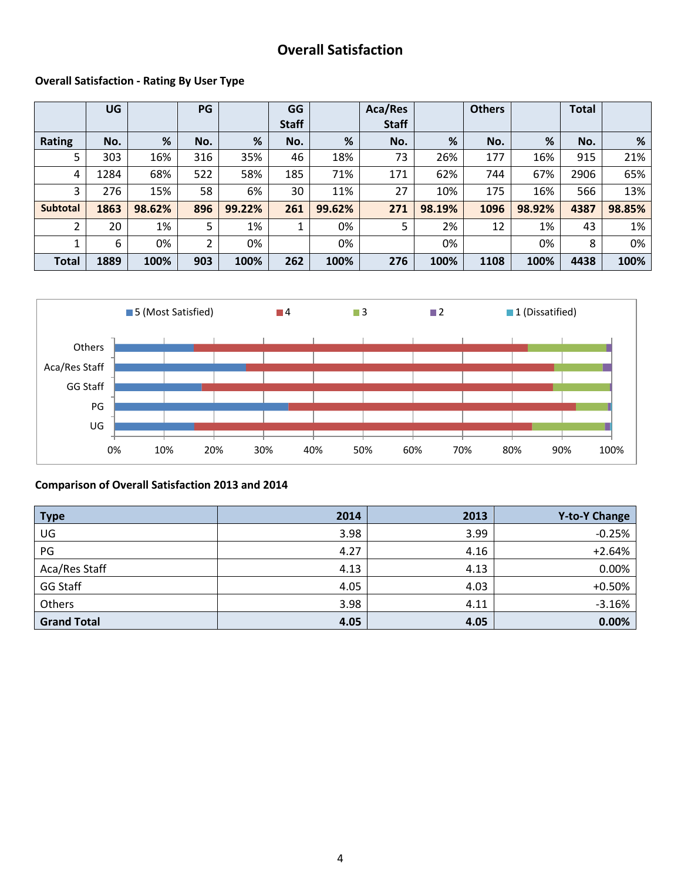# Overall Satisfaction

### Overall Satisfaction - Rating By User Type

| | UG | | PG | | GG Staff | | Aca/Res Staff | | Others | | Total | |
|---|---|---|---|---|---|---|---|---|---|---|---|---|
| **Rating** | **No.** | **%** | **No.** | **%** | **No.** | **%** | **No.** | **%** | **No.** | **%** | **No.** | **%** |
| 5 | 303 | 16% | 316 | 35% | 46 | 18% | 73 | 26% | 177 | 16% | 915 | 21% |
| 4 | 1284 | 68% | 522 | 58% | 185 | 71% | 171 | 62% | 744 | 67% | 2906 | 65% |
| 3 | 276 | 15% | 58 | 6% | 30 | 11% | 27 | 10% | 175 | 16% | 566 | 13% |
| **Subtotal** | **1863** | **98.62%** | **896** | **99.22%** | **261** | **99.62%** | **271** | **98.19%** | **1096** | **98.92%** | **4387** | **98.85%** |
| 2 | 20 | 1% | 5 | 1% | 1 | 0% | 5 | 2% | 12 | 1% | 43 | 1% |
| 1 | 6 | 0% | 2 | 0% | | 0% | | 0% | | 0% | 8 | 0% |
| **Total** | **1889** | **100%** | **903** | **100%** | **262** | **100%** | **276** | **100%** | **1108** | **100%** | **4438** | **100%** |

### Comparison of Overall Satisfaction 2013 and 2014

| Type | 2014 | 2013 | Y-to-Y Change |
|---|---|---|---|
| UG | 3.98 | 3.99 | -0.25% |
| PG | 4.27 | 4.16 | +2.64% |
| Aca/Res Staff | 4.13 | 4.13 | 0.00% |
| GG Staff | 4.05 | 4.03 | +0.50% |
| Others | 3.98 | 4.11 | -3.16% |
| **Grand Total** | **4.05** | **4.05** | **0.00%** |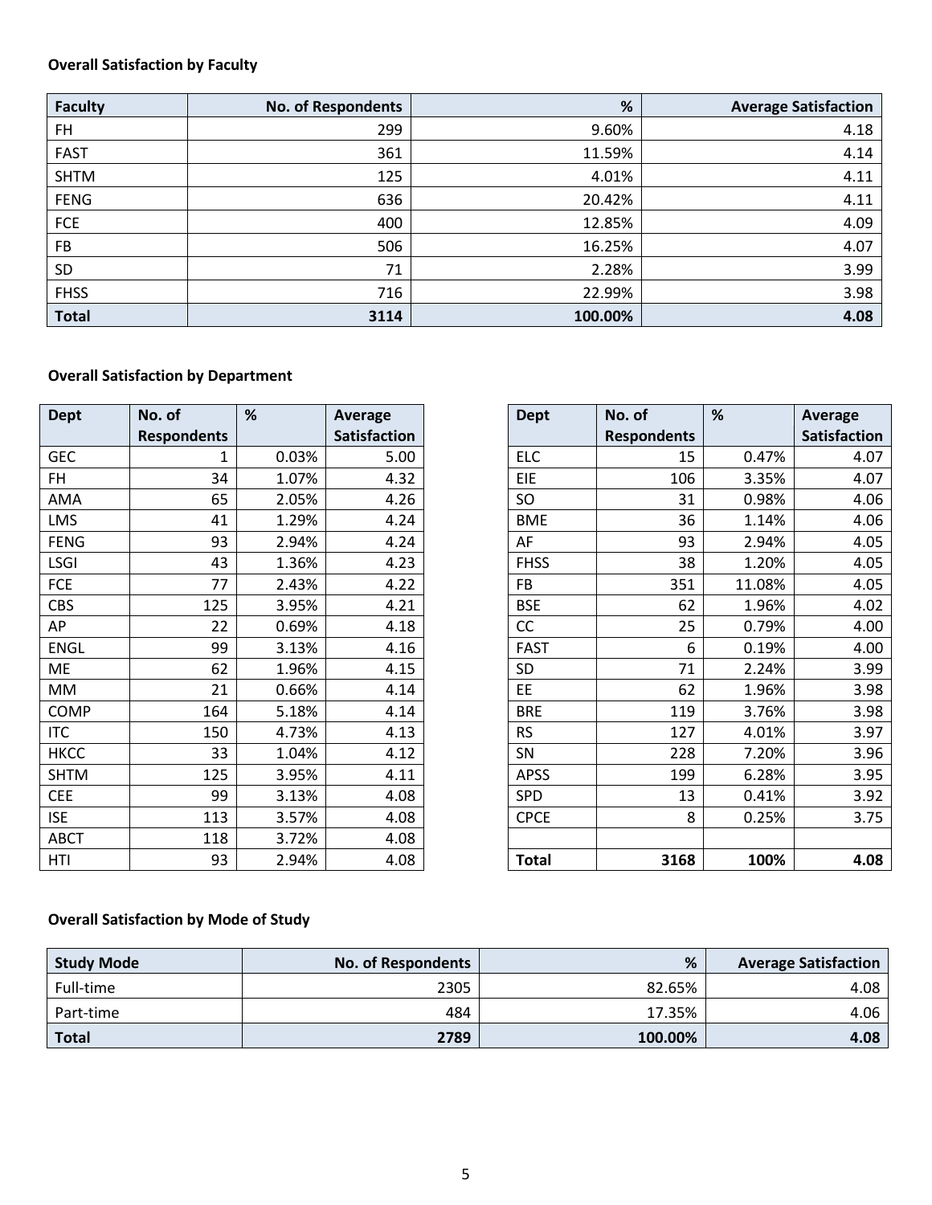**Overall Satisfaction by Faculty**

| Faculty | No. of Respondents | % | Average Satisfaction |
|---|---|---|---|
| FH | 299 | 9.60% | 4.18 |
| FAST | 361 | 11.59% | 4.14 |
| SHTM | 125 | 4.01% | 4.11 |
| FENG | 636 | 20.42% | 4.11 |
| FCE | 400 | 12.85% | 4.09 |
| FB | 506 | 16.25% | 4.07 |
| SD | 71 | 2.28% | 3.99 |
| FHSS | 716 | 22.99% | 3.98 |
| **Total** | **3114** | **100.00%** | **4.08** |

**Overall Satisfaction by Department**

| Dept | No. of Respondents | % | Average Satisfaction |
|---|---|---|---|
| GEC | 1 | 0.03% | 5.00 |
| FH | 34 | 1.07% | 4.32 |
| AMA | 65 | 2.05% | 4.26 |
| LMS | 41 | 1.29% | 4.24 |
| FENG | 93 | 2.94% | 4.24 |
| LSGI | 43 | 1.36% | 4.23 |
| FCE | 77 | 2.43% | 4.22 |
| CBS | 125 | 3.95% | 4.21 |
| AP | 22 | 0.69% | 4.18 |
| ENGL | 99 | 3.13% | 4.16 |
| ME | 62 | 1.96% | 4.15 |
| MM | 21 | 0.66% | 4.14 |
| COMP | 164 | 5.18% | 4.14 |
| ITC | 150 | 4.73% | 4.13 |
| HKCC | 33 | 1.04% | 4.12 |
| SHTM | 125 | 3.95% | 4.11 |
| CEE | 99 | 3.13% | 4.08 |
| ISE | 113 | 3.57% | 4.08 |
| ABCT | 118 | 3.72% | 4.08 |
| HTI | 93 | 2.94% | 4.08 |
| ELC | 15 | 0.47% | 4.07 |
| EIE | 106 | 3.35% | 4.07 |
| SO | 31 | 0.98% | 4.06 |
| BME | 36 | 1.14% | 4.06 |
| AF | 93 | 2.94% | 4.05 |
| FHSS | 38 | 1.20% | 4.05 |
| FB | 351 | 11.08% | 4.05 |
| BSE | 62 | 1.96% | 4.02 |
| CC | 25 | 0.79% | 4.00 |
| FAST | 6 | 0.19% | 4.00 |
| SD | 71 | 2.24% | 3.99 |
| EE | 62 | 1.96% | 3.98 |
| BRE | 119 | 3.76% | 3.98 |
| RS | 127 | 4.01% | 3.97 |
| SN | 228 | 7.20% | 3.96 |
| APSS | 199 | 6.28% | 3.95 |
| SPD | 13 | 0.41% | 3.92 |
| CPCE | 8 | 0.25% | 3.75 |
| **Total** | **3168** | **100%** | **4.08** |

**Overall Satisfaction by Mode of Study**

| Study Mode | No. of Respondents | % | Average Satisfaction |
|---|---|---|---|
| Full-time | 2305 | 82.65% | 4.08 |
| Part-time | 484 | 17.35% | 4.06 |
| **Total** | **2789** | **100.00%** | **4.08** |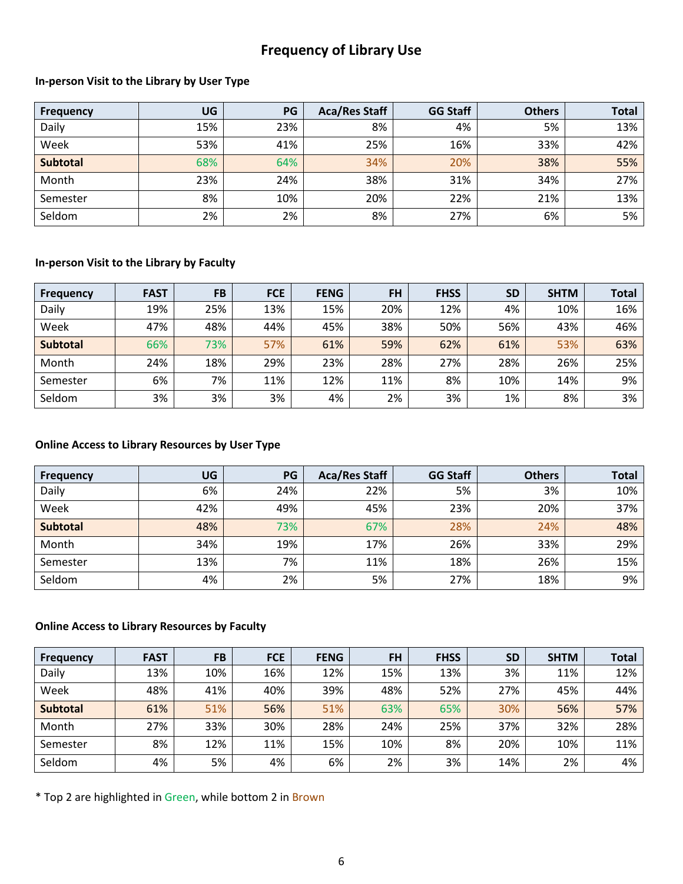# Frequency of Library Use

### In-person Visit to the Library by User Type

| Frequency | UG | PG | Aca/Res Staff | GG Staff | Others | Total |
|---|---|---|---|---|---|---|
| Daily | 15% | 23% | 8% | 4% | 5% | 13% |
| Week | 53% | 41% | 25% | 16% | 33% | 42% |
| **Subtotal** | 68% | 64% | 34% | 20% | 38% | 55% |
| Month | 23% | 24% | 38% | 31% | 34% | 27% |
| Semester | 8% | 10% | 20% | 22% | 21% | 13% |
| Seldom | 2% | 2% | 8% | 27% | 6% | 5% |

### In-person Visit to the Library by Faculty

| Frequency | FAST | FB | FCE | FENG | FH | FHSS | SD | SHTM | Total |
|---|---|---|---|---|---|---|---|---|---|
| Daily | 19% | 25% | 13% | 15% | 20% | 12% | 4% | 10% | 16% |
| Week | 47% | 48% | 44% | 45% | 38% | 50% | 56% | 43% | 46% |
| **Subtotal** | 66% | 73% | 57% | 61% | 59% | 62% | 61% | 53% | 63% |
| Month | 24% | 18% | 29% | 23% | 28% | 27% | 28% | 26% | 25% |
| Semester | 6% | 7% | 11% | 12% | 11% | 8% | 10% | 14% | 9% |
| Seldom | 3% | 3% | 3% | 4% | 2% | 3% | 1% | 8% | 3% |

### Online Access to Library Resources by User Type

| Frequency | UG | PG | Aca/Res Staff | GG Staff | Others | Total |
|---|---|---|---|---|---|---|
| Daily | 6% | 24% | 22% | 5% | 3% | 10% |
| Week | 42% | 49% | 45% | 23% | 20% | 37% |
| **Subtotal** | 48% | 73% | 67% | 28% | 24% | 48% |
| Month | 34% | 19% | 17% | 26% | 33% | 29% |
| Semester | 13% | 7% | 11% | 18% | 26% | 15% |
| Seldom | 4% | 2% | 5% | 27% | 18% | 9% |

### Online Access to Library Resources by Faculty

| Frequency | FAST | FB | FCE | FENG | FH | FHSS | SD | SHTM | Total |
|---|---|---|---|---|---|---|---|---|---|
| Daily | 13% | 10% | 16% | 12% | 15% | 13% | 3% | 11% | 12% |
| Week | 48% | 41% | 40% | 39% | 48% | 52% | 27% | 45% | 44% |
| **Subtotal** | 61% | 51% | 56% | 51% | 63% | 65% | 30% | 56% | 57% |
| Month | 27% | 33% | 30% | 28% | 24% | 25% | 37% | 32% | 28% |
| Semester | 8% | 12% | 11% | 15% | 10% | 8% | 20% | 10% | 11% |
| Seldom | 4% | 5% | 4% | 6% | 2% | 3% | 14% | 2% | 4% |

* Top 2 are highlighted in Green, while bottom 2 in Brown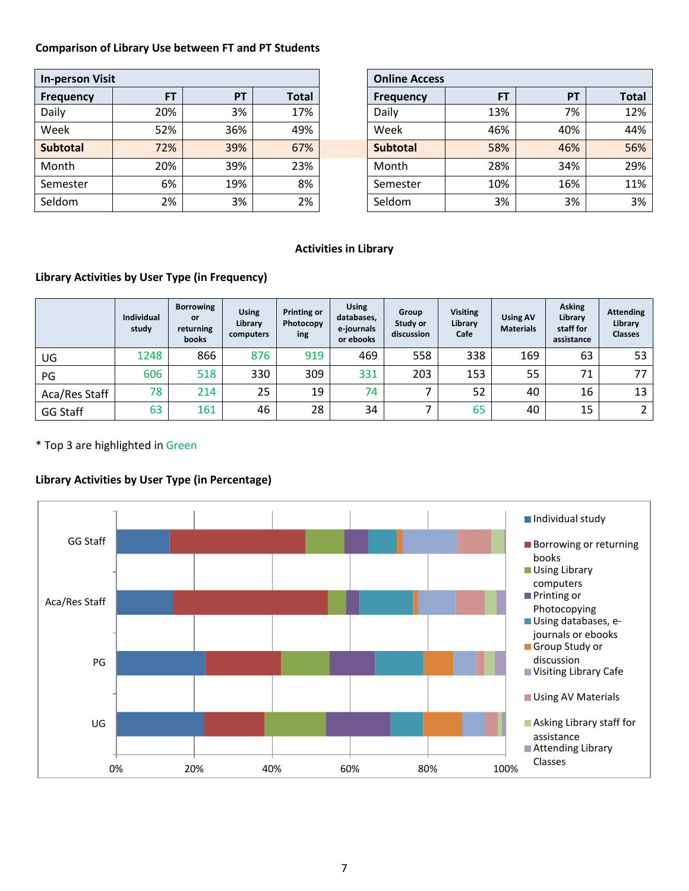**Comparison of Library Use between FT and PT Students**

| In-person Visit | | | |
|---|---|---|---|
| **Frequency** | **FT** | **PT** | **Total** |
| Daily | 20% | 3% | 17% |
| Week | 52% | 36% | 49% |
| **Subtotal** | 72% | 39% | 67% |
| Month | 20% | 39% | 23% |
| Semester | 6% | 19% | 8% |
| Seldom | 2% | 3% | 2% |

| Online Access | | | |
|---|---|---|---|
| **Frequency** | **FT** | **PT** | **Total** |
| Daily | 13% | 7% | 12% |
| Week | 46% | 40% | 44% |
| **Subtotal** | 58% | 46% | 56% |
| Month | 28% | 34% | 29% |
| Semester | 10% | 16% | 11% |
| Seldom | 3% | 3% | 3% |

**Activities in Library**

**Library Activities by User Type (in Frequency)**

| | Individual study | Borrowing or returning books | Using Library computers | Printing or Photocopying | Using databases, e-journals or ebooks | Group Study or discussion | Visiting Library Cafe | Using AV Materials | Asking Library staff for assistance | Attending Library Classes |
|---|---|---|---|---|---|---|---|---|---|---|
| UG | 1248 | 866 | 876 | 919 | 469 | 558 | 338 | 169 | 63 | 53 |
| PG | 606 | 518 | 330 | 309 | 331 | 203 | 153 | 55 | 71 | 77 |
| Aca/Res Staff | 78 | 214 | 25 | 19 | 74 | 7 | 52 | 40 | 16 | 13 |
| GG Staff | 63 | 161 | 46 | 28 | 34 | 7 | 65 | 40 | 15 | 2 |

* Top 3 are highlighted in Green

**Library Activities by User Type (in Percentage)**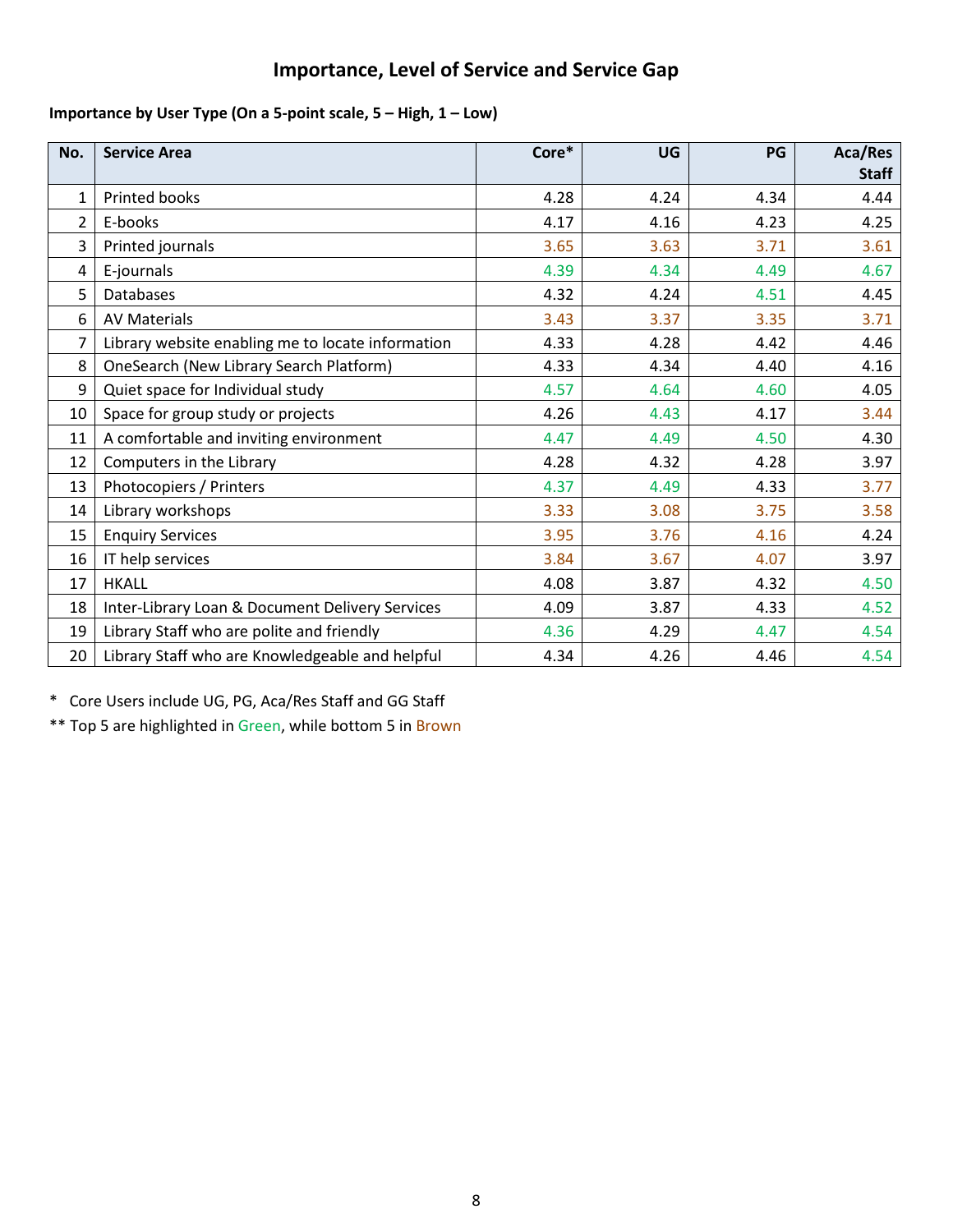## Importance, Level of Service and Service Gap

**Importance by User Type (On a 5-point scale, 5 – High, 1 – Low)**

| No. | Service Area | Core* | UG | PG | Aca/Res Staff |
|---|---|---|---|---|---|
| 1 | Printed books | 4.28 | 4.24 | 4.34 | 4.44 |
| 2 | E-books | 4.17 | 4.16 | 4.23 | 4.25 |
| 3 | Printed journals | 3.65 | 3.63 | 3.71 | 3.61 |
| 4 | E-journals | 4.39 | 4.34 | 4.49 | 4.67 |
| 5 | Databases | 4.32 | 4.24 | 4.51 | 4.45 |
| 6 | AV Materials | 3.43 | 3.37 | 3.35 | 3.71 |
| 7 | Library website enabling me to locate information | 4.33 | 4.28 | 4.42 | 4.46 |
| 8 | OneSearch (New Library Search Platform) | 4.33 | 4.34 | 4.40 | 4.16 |
| 9 | Quiet space for Individual study | 4.57 | 4.64 | 4.60 | 4.05 |
| 10 | Space for group study or projects | 4.26 | 4.43 | 4.17 | 3.44 |
| 11 | A comfortable and inviting environment | 4.47 | 4.49 | 4.50 | 4.30 |
| 12 | Computers in the Library | 4.28 | 4.32 | 4.28 | 3.97 |
| 13 | Photocopiers / Printers | 4.37 | 4.49 | 4.33 | 3.77 |
| 14 | Library workshops | 3.33 | 3.08 | 3.75 | 3.58 |
| 15 | Enquiry Services | 3.95 | 3.76 | 4.16 | 4.24 |
| 16 | IT help services | 3.84 | 3.67 | 4.07 | 3.97 |
| 17 | HKALL | 4.08 | 3.87 | 4.32 | 4.50 |
| 18 | Inter-Library Loan & Document Delivery Services | 4.09 | 3.87 | 4.33 | 4.52 |
| 19 | Library Staff who are polite and friendly | 4.36 | 4.29 | 4.47 | 4.54 |
| 20 | Library Staff who are Knowledgeable and helpful | 4.34 | 4.26 | 4.46 | 4.54 |

\* Core Users include UG, PG, Aca/Res Staff and GG Staff

\*\* Top 5 are highlighted in Green, while bottom 5 in Brown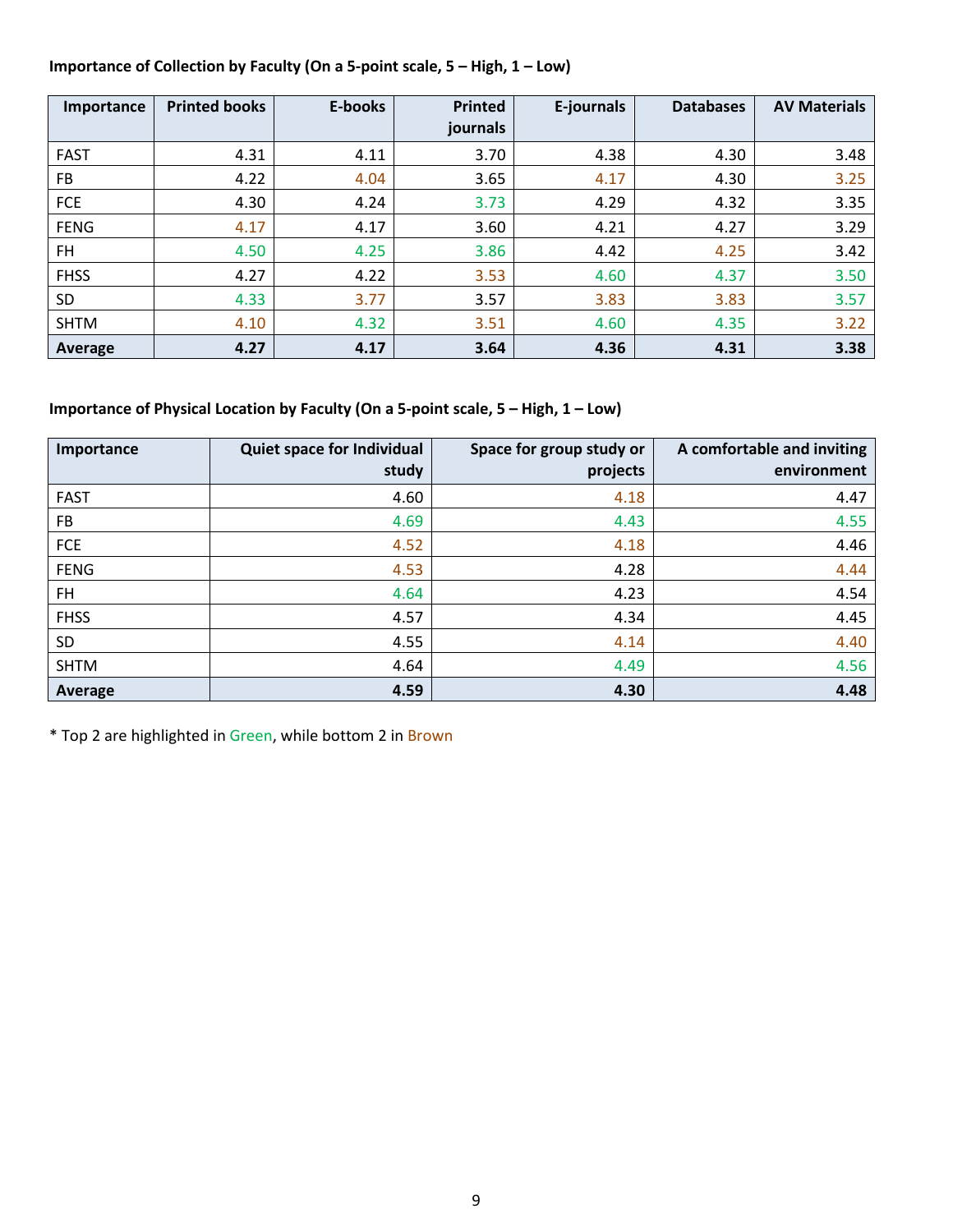**Importance of Collection by Faculty (On a 5-point scale, 5 – High, 1 – Low)**

| Importance | Printed books | E-books | Printed journals | E-journals | Databases | AV Materials |
|---|---|---|---|---|---|---|
| FAST | 4.31 | 4.11 | 3.70 | 4.38 | 4.30 | 3.48 |
| FB | 4.22 | 4.04 | 3.65 | 4.17 | 4.30 | 3.25 |
| FCE | 4.30 | 4.24 | 3.73 | 4.29 | 4.32 | 3.35 |
| FENG | 4.17 | 4.17 | 3.60 | 4.21 | 4.27 | 3.29 |
| FH | 4.50 | 4.25 | 3.86 | 4.42 | 4.25 | 3.42 |
| FHSS | 4.27 | 4.22 | 3.53 | 4.60 | 4.37 | 3.50 |
| SD | 4.33 | 3.77 | 3.57 | 3.83 | 3.83 | 3.57 |
| SHTM | 4.10 | 4.32 | 3.51 | 4.60 | 4.35 | 3.22 |
| **Average** | **4.27** | **4.17** | **3.64** | **4.36** | **4.31** | **3.38** |

**Importance of Physical Location by Faculty (On a 5-point scale, 5 – High, 1 – Low)**

| Importance | Quiet space for Individual study | Space for group study or projects | A comfortable and inviting environment |
|---|---|---|---|
| FAST | 4.60 | 4.18 | 4.47 |
| FB | 4.69 | 4.43 | 4.55 |
| FCE | 4.52 | 4.18 | 4.46 |
| FENG | 4.53 | 4.28 | 4.44 |
| FH | 4.64 | 4.23 | 4.54 |
| FHSS | 4.57 | 4.34 | 4.45 |
| SD | 4.55 | 4.14 | 4.40 |
| SHTM | 4.64 | 4.49 | 4.56 |
| **Average** | **4.59** | **4.30** | **4.48** |

* Top 2 are highlighted in Green, while bottom 2 in Brown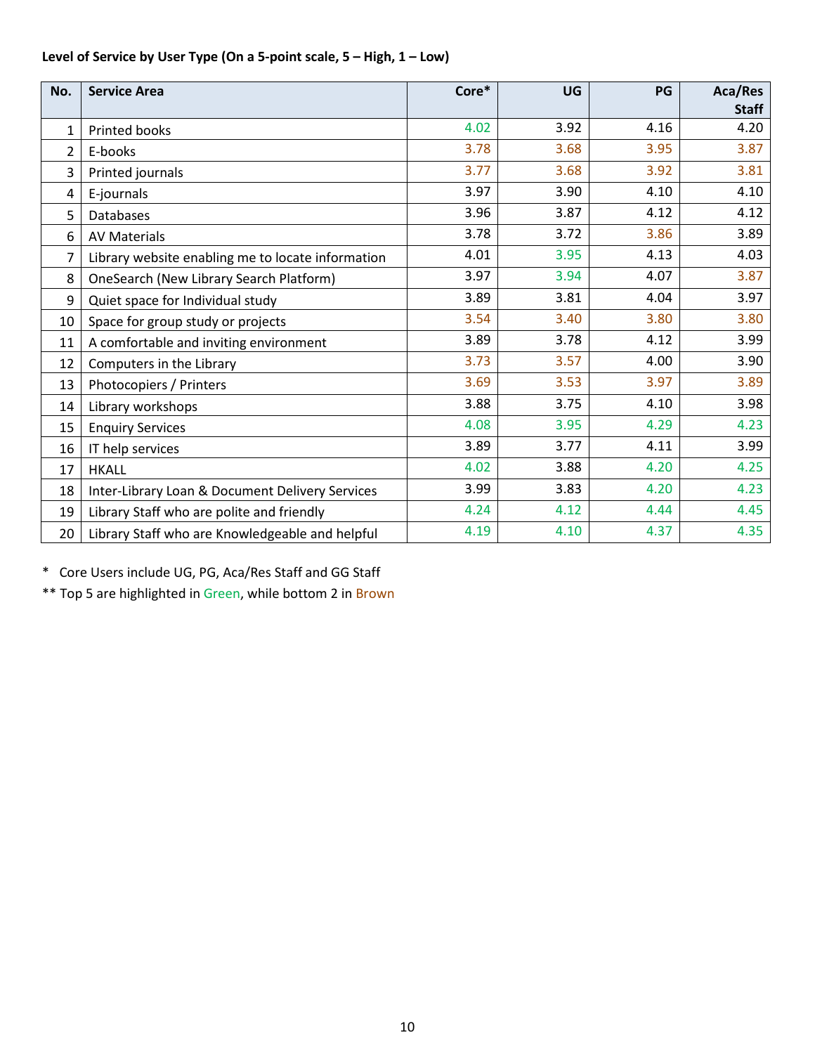**Level of Service by User Type (On a 5-point scale, 5 – High, 1 – Low)**

| No. | Service Area | Core* | UG | PG | Aca/Res Staff |
|---|---|---|---|---|---|
| 1 | Printed books | 4.02 | 3.92 | 4.16 | 4.20 |
| 2 | E-books | 3.78 | 3.68 | 3.95 | 3.87 |
| 3 | Printed journals | 3.77 | 3.68 | 3.92 | 3.81 |
| 4 | E-journals | 3.97 | 3.90 | 4.10 | 4.10 |
| 5 | Databases | 3.96 | 3.87 | 4.12 | 4.12 |
| 6 | AV Materials | 3.78 | 3.72 | 3.86 | 3.89 |
| 7 | Library website enabling me to locate information | 4.01 | 3.95 | 4.13 | 4.03 |
| 8 | OneSearch (New Library Search Platform) | 3.97 | 3.94 | 4.07 | 3.87 |
| 9 | Quiet space for Individual study | 3.89 | 3.81 | 4.04 | 3.97 |
| 10 | Space for group study or projects | 3.54 | 3.40 | 3.80 | 3.80 |
| 11 | A comfortable and inviting environment | 3.89 | 3.78 | 4.12 | 3.99 |
| 12 | Computers in the Library | 3.73 | 3.57 | 4.00 | 3.90 |
| 13 | Photocopiers / Printers | 3.69 | 3.53 | 3.97 | 3.89 |
| 14 | Library workshops | 3.88 | 3.75 | 4.10 | 3.98 |
| 15 | Enquiry Services | 4.08 | 3.95 | 4.29 | 4.23 |
| 16 | IT help services | 3.89 | 3.77 | 4.11 | 3.99 |
| 17 | HKALL | 4.02 | 3.88 | 4.20 | 4.25 |
| 18 | Inter-Library Loan & Document Delivery Services | 3.99 | 3.83 | 4.20 | 4.23 |
| 19 | Library Staff who are polite and friendly | 4.24 | 4.12 | 4.44 | 4.45 |
| 20 | Library Staff who are Knowledgeable and helpful | 4.19 | 4.10 | 4.37 | 4.35 |

\* Core Users include UG, PG, Aca/Res Staff and GG Staff

** Top 5 are highlighted in Green, while bottom 2 in Brown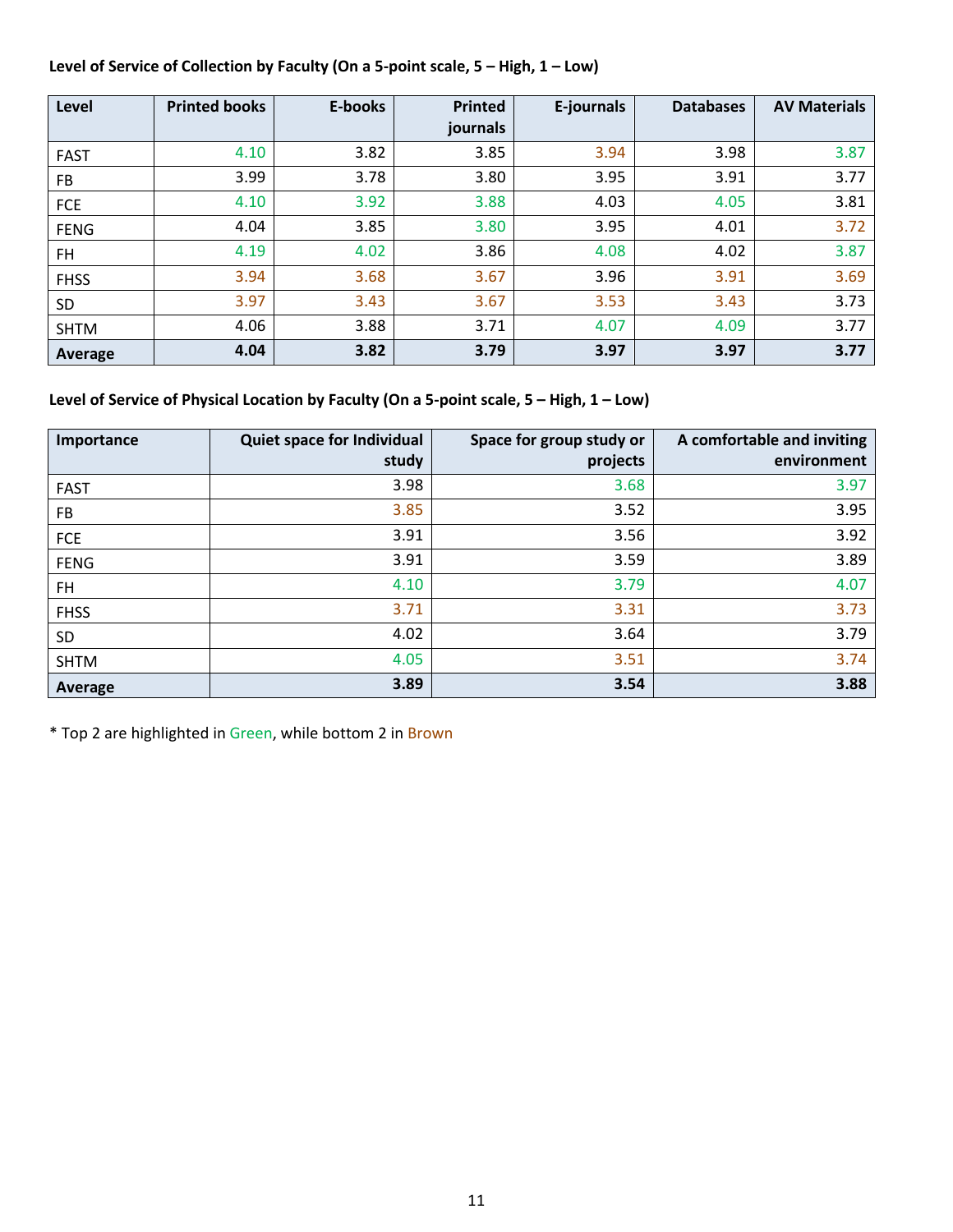**Level of Service of Collection by Faculty (On a 5-point scale, 5 – High, 1 – Low)**

| Level | Printed books | E-books | Printed journals | E-journals | Databases | AV Materials |
|---|---|---|---|---|---|---|
| FAST | 4.10 | 3.82 | 3.85 | 3.94 | 3.98 | 3.87 |
| FB | 3.99 | 3.78 | 3.80 | 3.95 | 3.91 | 3.77 |
| FCE | 4.10 | 3.92 | 3.88 | 4.03 | 4.05 | 3.81 |
| FENG | 4.04 | 3.85 | 3.80 | 3.95 | 4.01 | 3.72 |
| FH | 4.19 | 4.02 | 3.86 | 4.08 | 4.02 | 3.87 |
| FHSS | 3.94 | 3.68 | 3.67 | 3.96 | 3.91 | 3.69 |
| SD | 3.97 | 3.43 | 3.67 | 3.53 | 3.43 | 3.73 |
| SHTM | 4.06 | 3.88 | 3.71 | 4.07 | 4.09 | 3.77 |
| **Average** | **4.04** | **3.82** | **3.79** | **3.97** | **3.97** | **3.77** |

**Level of Service of Physical Location by Faculty (On a 5-point scale, 5 – High, 1 – Low)**

| Importance | Quiet space for Individual study | Space for group study or projects | A comfortable and inviting environment |
|---|---|---|---|
| FAST | 3.98 | 3.68 | 3.97 |
| FB | 3.85 | 3.52 | 3.95 |
| FCE | 3.91 | 3.56 | 3.92 |
| FENG | 3.91 | 3.59 | 3.89 |
| FH | 4.10 | 3.79 | 4.07 |
| FHSS | 3.71 | 3.31 | 3.73 |
| SD | 4.02 | 3.64 | 3.79 |
| SHTM | 4.05 | 3.51 | 3.74 |
| **Average** | **3.89** | **3.54** | **3.88** |

* Top 2 are highlighted in Green, while bottom 2 in Brown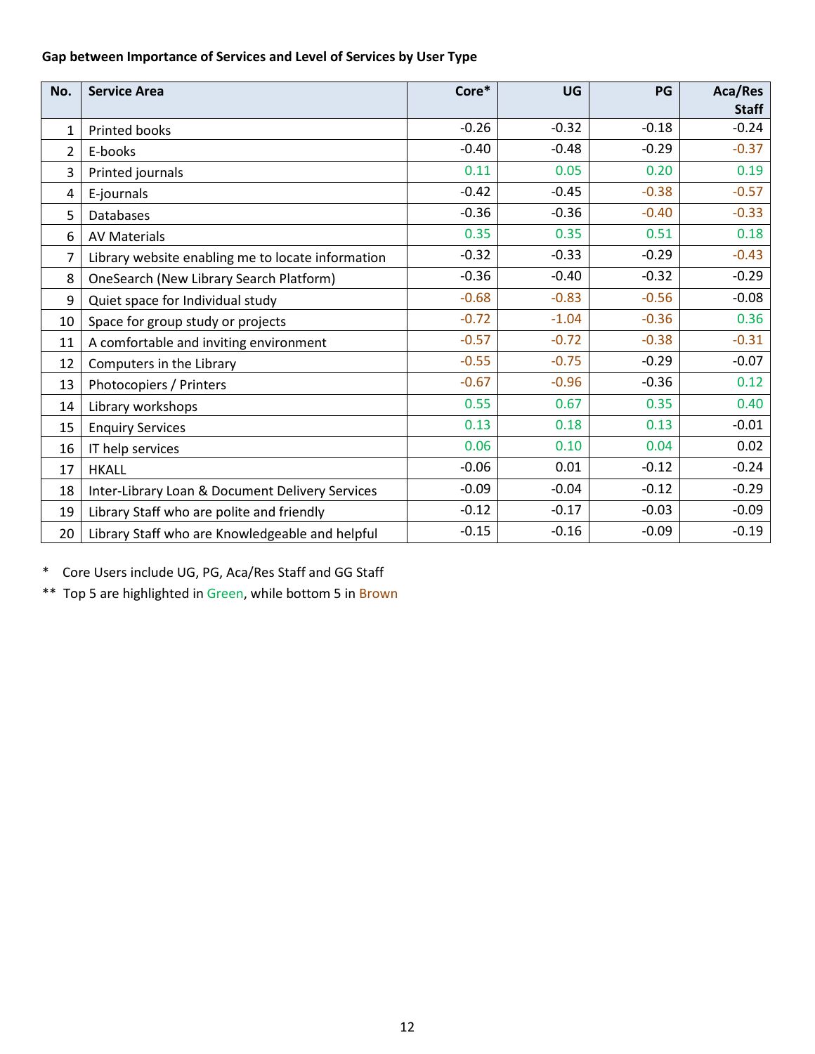**Gap between Importance of Services and Level of Services by User Type**

| No. | Service Area | Core* | UG | PG | Aca/Res Staff |
|---|---|---|---|---|---|
| 1 | Printed books | -0.26 | -0.32 | -0.18 | -0.24 |
| 2 | E-books | -0.40 | -0.48 | -0.29 | -0.37 |
| 3 | Printed journals | 0.11 | 0.05 | 0.20 | 0.19 |
| 4 | E-journals | -0.42 | -0.45 | -0.38 | -0.57 |
| 5 | Databases | -0.36 | -0.36 | -0.40 | -0.33 |
| 6 | AV Materials | 0.35 | 0.35 | 0.51 | 0.18 |
| 7 | Library website enabling me to locate information | -0.32 | -0.33 | -0.29 | -0.43 |
| 8 | OneSearch (New Library Search Platform) | -0.36 | -0.40 | -0.32 | -0.29 |
| 9 | Quiet space for Individual study | -0.68 | -0.83 | -0.56 | -0.08 |
| 10 | Space for group study or projects | -0.72 | -1.04 | -0.36 | 0.36 |
| 11 | A comfortable and inviting environment | -0.57 | -0.72 | -0.38 | -0.31 |
| 12 | Computers in the Library | -0.55 | -0.75 | -0.29 | -0.07 |
| 13 | Photocopiers / Printers | -0.67 | -0.96 | -0.36 | 0.12 |
| 14 | Library workshops | 0.55 | 0.67 | 0.35 | 0.40 |
| 15 | Enquiry Services | 0.13 | 0.18 | 0.13 | -0.01 |
| 16 | IT help services | 0.06 | 0.10 | 0.04 | 0.02 |
| 17 | HKALL | -0.06 | 0.01 | -0.12 | -0.24 |
| 18 | Inter-Library Loan & Document Delivery Services | -0.09 | -0.04 | -0.12 | -0.29 |
| 19 | Library Staff who are polite and friendly | -0.12 | -0.17 | -0.03 | -0.09 |
| 20 | Library Staff who are Knowledgeable and helpful | -0.15 | -0.16 | -0.09 | -0.19 |

\* Core Users include UG, PG, Aca/Res Staff and GG Staff

\*\* Top 5 are highlighted in Green, while bottom 5 in Brown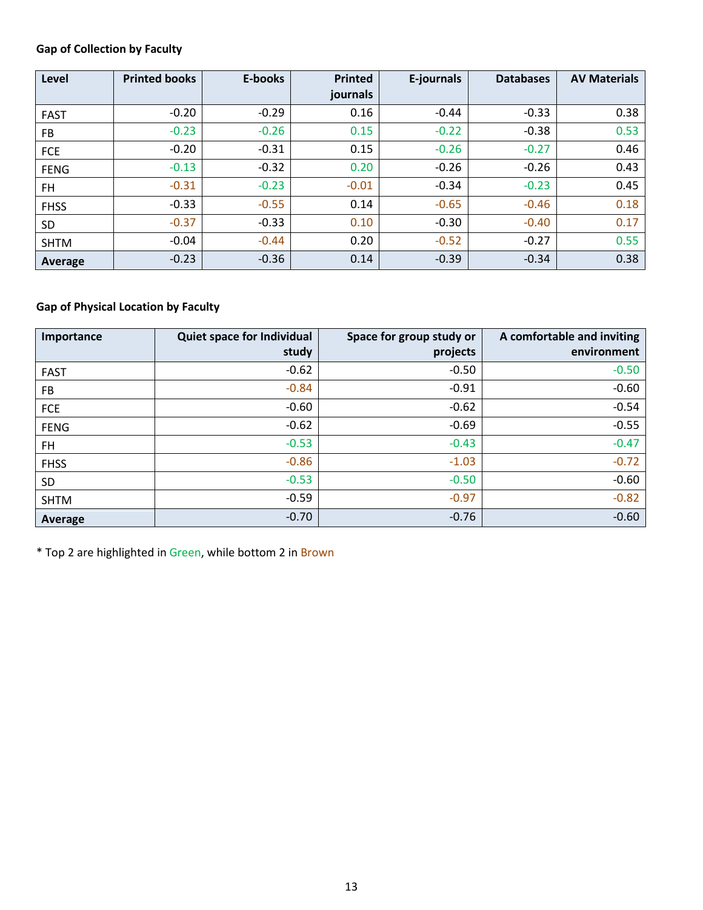**Gap of Collection by Faculty**

| Level | Printed books | E-books | Printed journals | E-journals | Databases | AV Materials |
|---|---|---|---|---|---|---|
| FAST | -0.20 | -0.29 | 0.16 | -0.44 | -0.33 | 0.38 |
| FB | -0.23 | -0.26 | 0.15 | -0.22 | -0.38 | 0.53 |
| FCE | -0.20 | -0.31 | 0.15 | -0.26 | -0.27 | 0.46 |
| FENG | -0.13 | -0.32 | 0.20 | -0.26 | -0.26 | 0.43 |
| FH | -0.31 | -0.23 | -0.01 | -0.34 | -0.23 | 0.45 |
| FHSS | -0.33 | -0.55 | 0.14 | -0.65 | -0.46 | 0.18 |
| SD | -0.37 | -0.33 | 0.10 | -0.30 | -0.40 | 0.17 |
| SHTM | -0.04 | -0.44 | 0.20 | -0.52 | -0.27 | 0.55 |
| **Average** | -0.23 | -0.36 | 0.14 | -0.39 | -0.34 | 0.38 |

**Gap of Physical Location by Faculty**

| Importance | Quiet space for Individual study | Space for group study or projects | A comfortable and inviting environment |
|---|---|---|---|
| FAST | -0.62 | -0.50 | -0.50 |
| FB | -0.84 | -0.91 | -0.60 |
| FCE | -0.60 | -0.62 | -0.54 |
| FENG | -0.62 | -0.69 | -0.55 |
| FH | -0.53 | -0.43 | -0.47 |
| FHSS | -0.86 | -1.03 | -0.72 |
| SD | -0.53 | -0.50 | -0.60 |
| SHTM | -0.59 | -0.97 | -0.82 |
| **Average** | -0.70 | -0.76 | -0.60 |

* Top 2 are highlighted in Green, while bottom 2 in Brown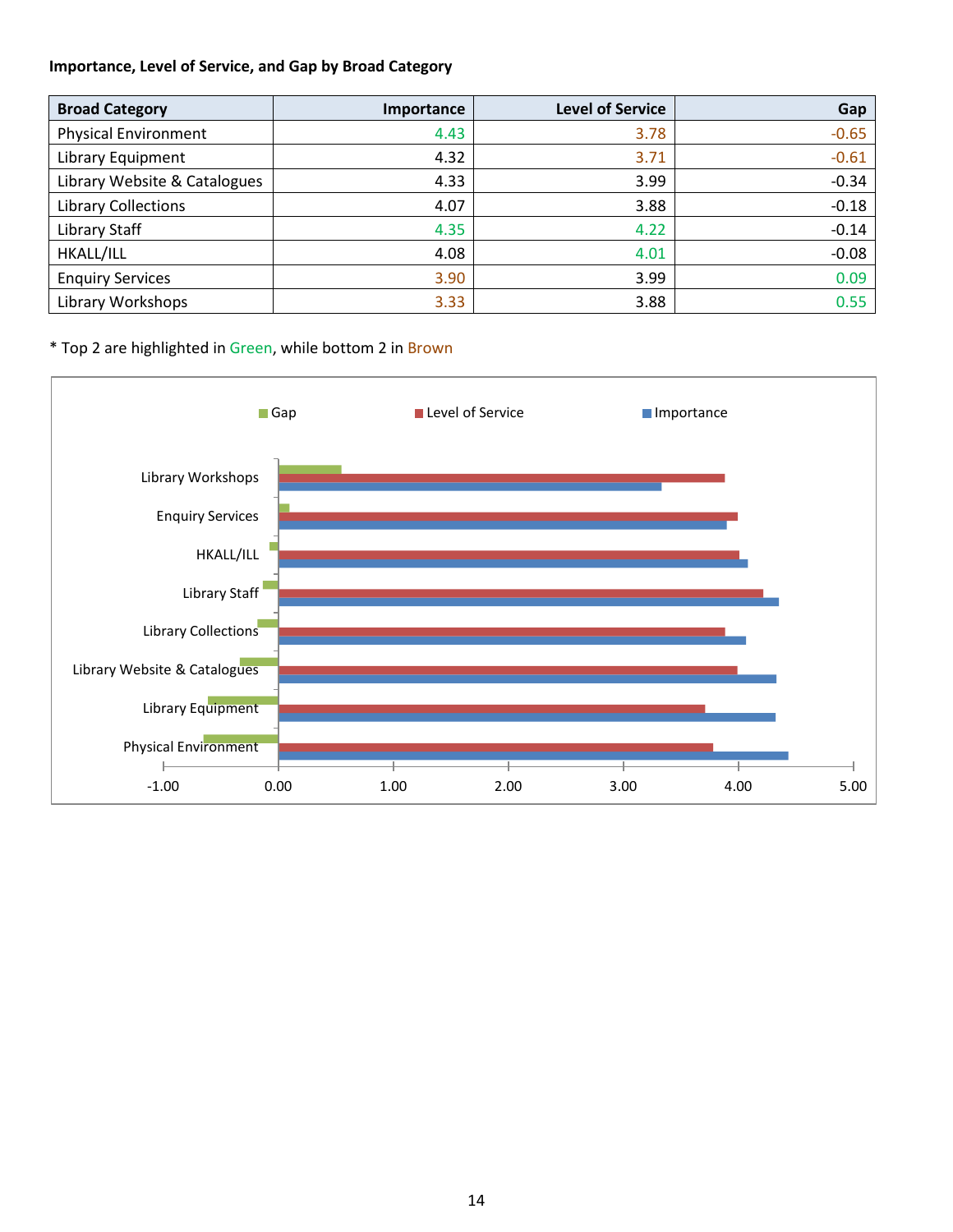**Importance, Level of Service, and Gap by Broad Category**

| Broad Category | Importance | Level of Service | Gap |
|---|---|---|---|
| Physical Environment | 4.43 | 3.78 | -0.65 |
| Library Equipment | 4.32 | 3.71 | -0.61 |
| Library Website & Catalogues | 4.33 | 3.99 | -0.34 |
| Library Collections | 4.07 | 3.88 | -0.18 |
| Library Staff | 4.35 | 4.22 | -0.14 |
| HKALL/ILL | 4.08 | 4.01 | -0.08 |
| Enquiry Services | 3.90 | 3.99 | 0.09 |
| Library Workshops | 3.33 | 3.88 | 0.55 |

* Top 2 are highlighted in Green, while bottom 2 in Brown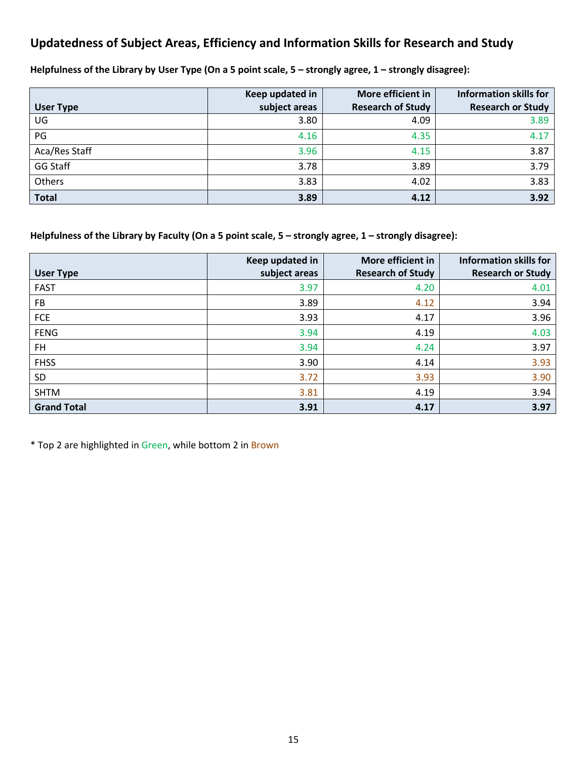## Updatedness of Subject Areas, Efficiency and Information Skills for Research and Study

**Helpfulness of the Library by User Type (On a 5 point scale, 5 – strongly agree, 1 – strongly disagree):**

| User Type | Keep updated in subject areas | More efficient in Research of Study | Information skills for Research or Study |
|---|---|---|---|
| UG | 3.80 | 4.09 | 3.89 |
| PG | 4.16 | 4.35 | 4.17 |
| Aca/Res Staff | 3.96 | 4.15 | 3.87 |
| GG Staff | 3.78 | 3.89 | 3.79 |
| Others | 3.83 | 4.02 | 3.83 |
| **Total** | **3.89** | **4.12** | **3.92** |

**Helpfulness of the Library by Faculty (On a 5 point scale, 5 – strongly agree, 1 – strongly disagree):**

| User Type | Keep updated in subject areas | More efficient in Research of Study | Information skills for Research or Study |
|---|---|---|---|
| FAST | 3.97 | 4.20 | 4.01 |
| FB | 3.89 | 4.12 | 3.94 |
| FCE | 3.93 | 4.17 | 3.96 |
| FENG | 3.94 | 4.19 | 4.03 |
| FH | 3.94 | 4.24 | 3.97 |
| FHSS | 3.90 | 4.14 | 3.93 |
| SD | 3.72 | 3.93 | 3.90 |
| SHTM | 3.81 | 4.19 | 3.94 |
| **Grand Total** | **3.91** | **4.17** | **3.97** |

* Top 2 are highlighted in Green, while bottom 2 in Brown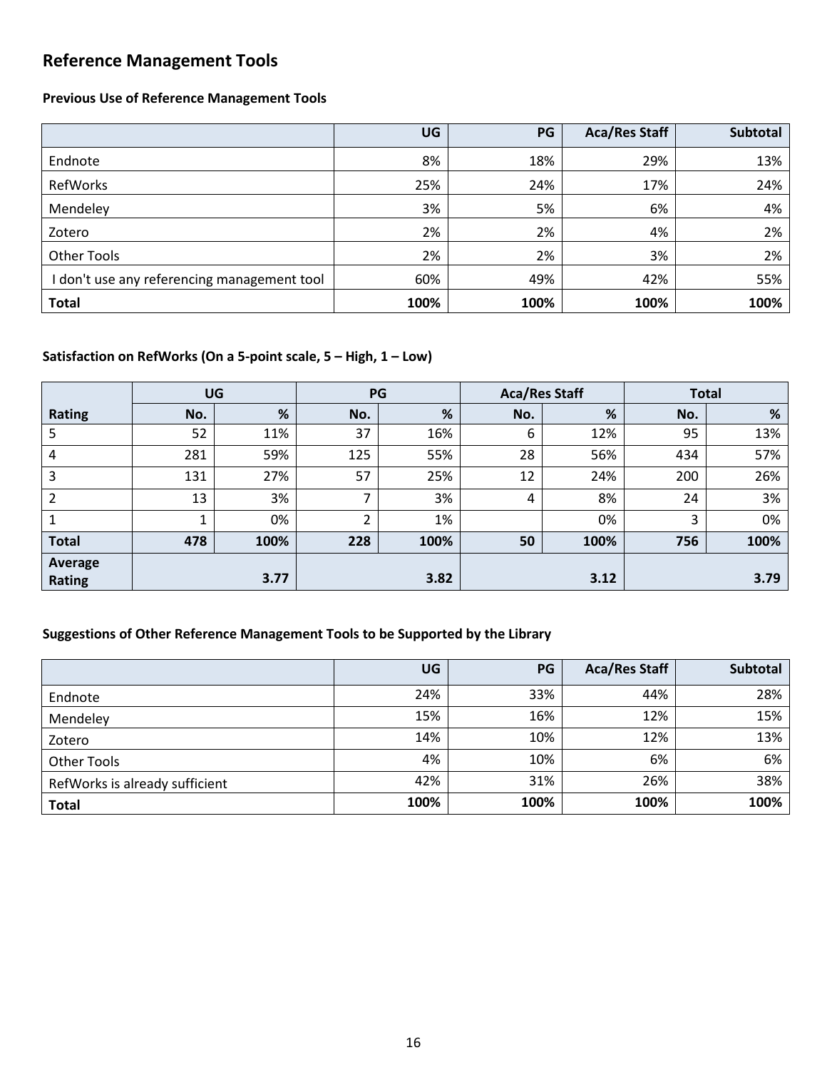## Reference Management Tools

### Previous Use of Reference Management Tools

| | UG | PG | Aca/Res Staff | Subtotal |
|---|---|---|---|---|
| Endnote | 8% | 18% | 29% | 13% |
| RefWorks | 25% | 24% | 17% | 24% |
| Mendeley | 3% | 5% | 6% | 4% |
| Zotero | 2% | 2% | 4% | 2% |
| Other Tools | 2% | 2% | 3% | 2% |
| I don't use any referencing management tool | 60% | 49% | 42% | 55% |
| **Total** | **100%** | **100%** | **100%** | **100%** |

### Satisfaction on RefWorks (On a 5-point scale, 5 – High, 1 – Low)

| | UG | | PG | | Aca/Res Staff | | Total | |
|---|---|---|---|---|---|---|---|---|
| **Rating** | **No.** | **%** | **No.** | **%** | **No.** | **%** | **No.** | **%** |
| 5 | 52 | 11% | 37 | 16% | 6 | 12% | 95 | 13% |
| 4 | 281 | 59% | 125 | 55% | 28 | 56% | 434 | 57% |
| 3 | 131 | 27% | 57 | 25% | 12 | 24% | 200 | 26% |
| 2 | 13 | 3% | 7 | 3% | 4 | 8% | 24 | 3% |
| 1 | 1 | 0% | 2 | 1% | | 0% | 3 | 0% |
| **Total** | **478** | **100%** | **228** | **100%** | **50** | **100%** | **756** | **100%** |
| **Average Rating** | | **3.77** | | **3.82** | | **3.12** | | **3.79** |

### Suggestions of Other Reference Management Tools to be Supported by the Library

| | UG | PG | Aca/Res Staff | Subtotal |
|---|---|---|---|---|
| Endnote | 24% | 33% | 44% | 28% |
| Mendeley | 15% | 16% | 12% | 15% |
| Zotero | 14% | 10% | 12% | 13% |
| Other Tools | 4% | 10% | 6% | 6% |
| RefWorks is already sufficient | 42% | 31% | 26% | 38% |
| **Total** | **100%** | **100%** | **100%** | **100%** |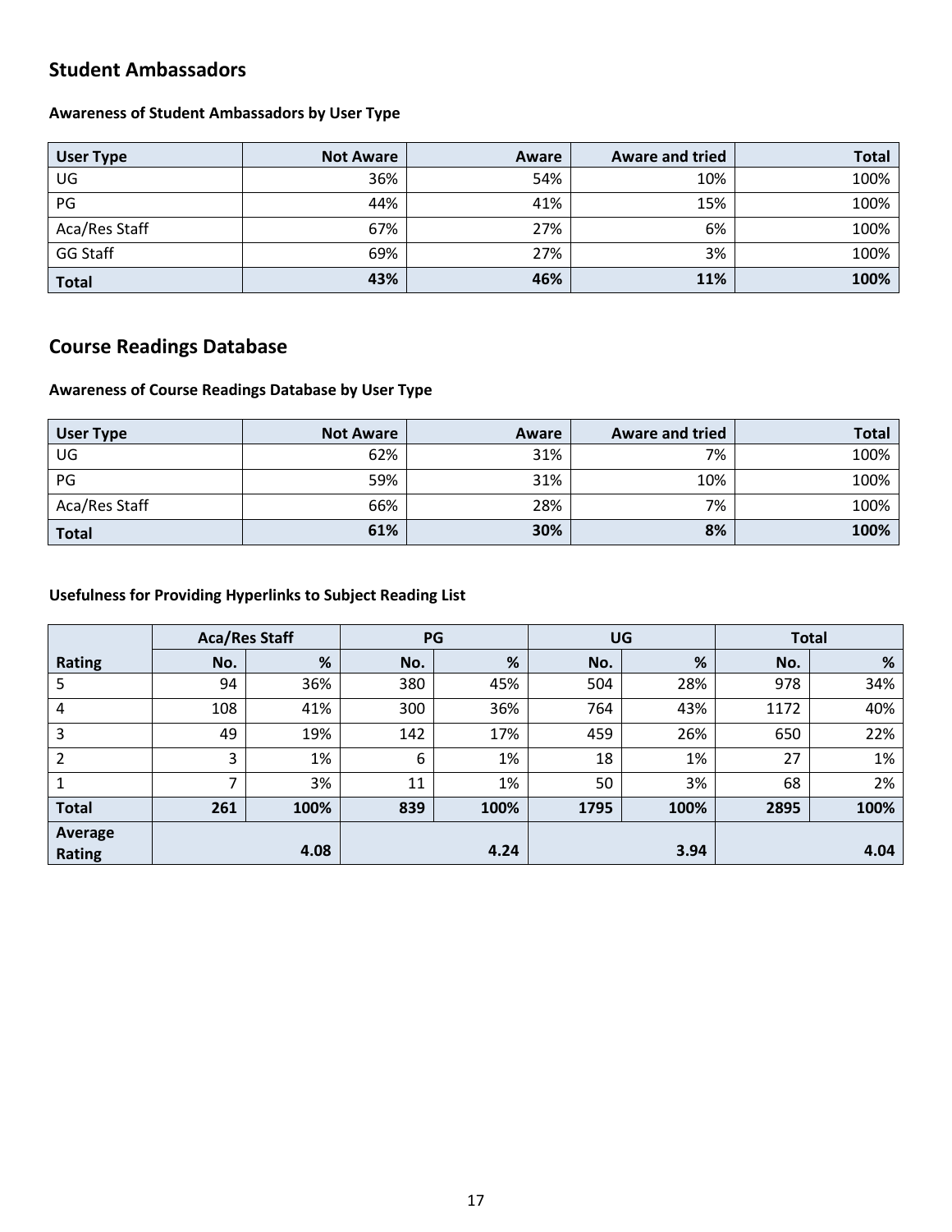## Student Ambassadors

### Awareness of Student Ambassadors by User Type

| User Type | Not Aware | Aware | Aware and tried | Total |
|---|---|---|---|---|
| UG | 36% | 54% | 10% | 100% |
| PG | 44% | 41% | 15% | 100% |
| Aca/Res Staff | 67% | 27% | 6% | 100% |
| GG Staff | 69% | 27% | 3% | 100% |
| **Total** | **43%** | **46%** | **11%** | **100%** |

## Course Readings Database

### Awareness of Course Readings Database by User Type

| User Type | Not Aware | Aware | Aware and tried | Total |
|---|---|---|---|---|
| UG | 62% | 31% | 7% | 100% |
| PG | 59% | 31% | 10% | 100% |
| Aca/Res Staff | 66% | 28% | 7% | 100% |
| **Total** | **61%** | **30%** | **8%** | **100%** |

### Usefulness for Providing Hyperlinks to Subject Reading List

| | Aca/Res Staff | | PG | | UG | | Total | |
|---|---|---|---|---|---|---|---|---|
| **Rating** | **No.** | **%** | **No.** | **%** | **No.** | **%** | **No.** | **%** |
| 5 | 94 | 36% | 380 | 45% | 504 | 28% | 978 | 34% |
| 4 | 108 | 41% | 300 | 36% | 764 | 43% | 1172 | 40% |
| 3 | 49 | 19% | 142 | 17% | 459 | 26% | 650 | 22% |
| 2 | 3 | 1% | 6 | 1% | 18 | 1% | 27 | 1% |
| 1 | 7 | 3% | 11 | 1% | 50 | 3% | 68 | 2% |
| **Total** | **261** | **100%** | **839** | **100%** | **1795** | **100%** | **2895** | **100%** |
| **Average Rating** | | **4.08** | | **4.24** | | **3.94** | | **4.04** |